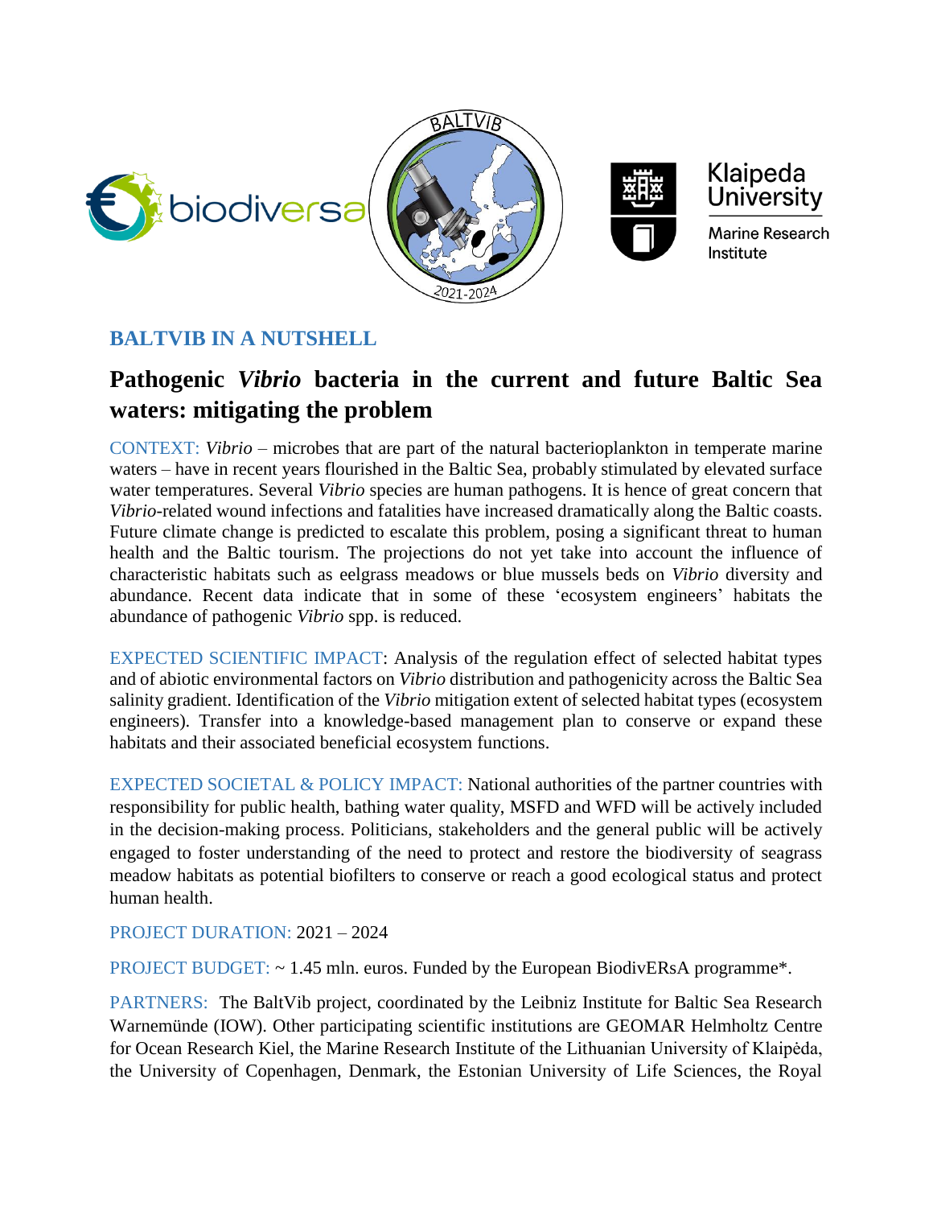## BALTVIB IN A NUTSHELL

# Pathogenic *Vibrio* bacteria in the current and future Baltic Sea waters: mitigating the problem

CONTEXT: *Vibrio* – microbes that are part of the natural bacterioplankton in temperate marine waters – have in recent years flourished in the Baltic Sea, probably stimulated by elevated surface water temperatures. Several *Vibrio* species are human pathogens. It is hence of great concern that *Vibrio*-related wound infections and fatalities have increased dramatically along the Baltic coasts. Future climate change is predicted to escalate this problem, posing a significant threat to human health and the Baltic tourism. The projections do not yet take into account the influence of characteristic habitats such as eelgrass meadows or blue mussels beds on *Vibrio* diversity and abundance. Recent data indicate that in some of these 'ecosystem engineers' habitats the abundance of pathogenic *Vibrio* spp. is reduced.

EXPECTED SCIENTIFIC IMPACT: Analysis of the regulation effect of selected habitat types and of abiotic environmental factors on *Vibrio* distribution and pathogenicity across the Baltic Sea salinity gradient. Identification of the *Vibrio* mitigation extent of selected habitat types (ecosystem engineers). Transfer into a knowledge-based management plan to conserve or expand these habitats and their associated beneficial ecosystem functions.

EXPECTED SOCIETAL & POLICY IMPACT: National authorities of the partner countries with responsibility for public health, bathing water quality, MSFD and WFD will be actively included in the decision-making process. Politicians, stakeholders and the general public will be actively engaged to foster understanding of the need to protect and restore the biodiversity of seagrass meadow habitats as potential biofilters to conserve or reach a good ecological status and protect human health.

PROJECT DURATION: 2021 – 2024

PROJECT BUDGET: ~ 1.45 mln. euros. Funded by the European BiodivERsA programme*.

PARTNERS: The BaltVib project, coordinated by the Leibniz Institute for Baltic Sea Research Warnemünde (IOW). Other participating scientific institutions are GEOMAR Helmholtz Centre for Ocean Research Kiel, the Marine Research Institute of the Lithuanian University of Klaipėda, the University of Copenhagen, Denmark, the Estonian University of Life Sciences, the Royal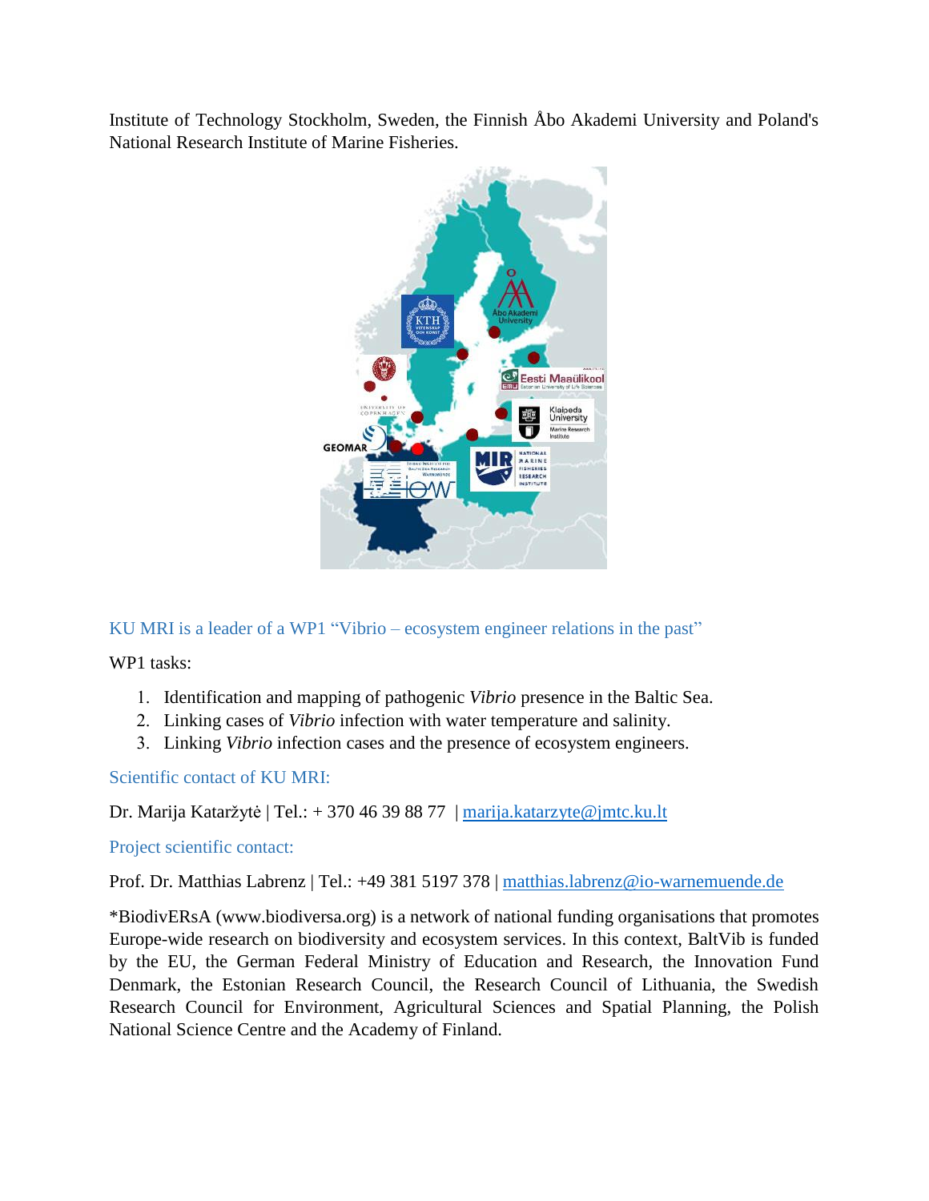Institute of Technology Stockholm, Sweden, the Finnish Åbo Akademi University and Poland's National Research Institute of Marine Fisheries.

### KU MRI is a leader of a WP1 "Vibrio – ecosystem engineer relations in the past"

WP1 tasks:

1. Identification and mapping of pathogenic *Vibrio* presence in the Baltic Sea.
2. Linking cases of *Vibrio* infection with water temperature and salinity.
3. Linking *Vibrio* infection cases and the presence of ecosystem engineers.

### Scientific contact of KU MRI:

Dr. Marija Kataržytė | Tel.: + 370 46 39 88 77 | [marija.katarzyte@jmtc.ku.lt](mailto:marija.katarzyte@jmtc.ku.lt)

### Project scientific contact:

Prof. Dr. Matthias Labrenz | Tel.: +49 381 5197 378 | [matthias.labrenz@io-warnemuende.de](mailto:matthias.labrenz@io-warnemuende.de)

*BiodivERsA (www.biodiversa.org) is a network of national funding organisations that promotes Europe-wide research on biodiversity and ecosystem services. In this context, BaltVib is funded by the EU, the German Federal Ministry of Education and Research, the Innovation Fund Denmark, the Estonian Research Council, the Research Council of Lithuania, the Swedish Research Council for Environment, Agricultural Sciences and Spatial Planning, the Polish National Science Centre and the Academy of Finland.